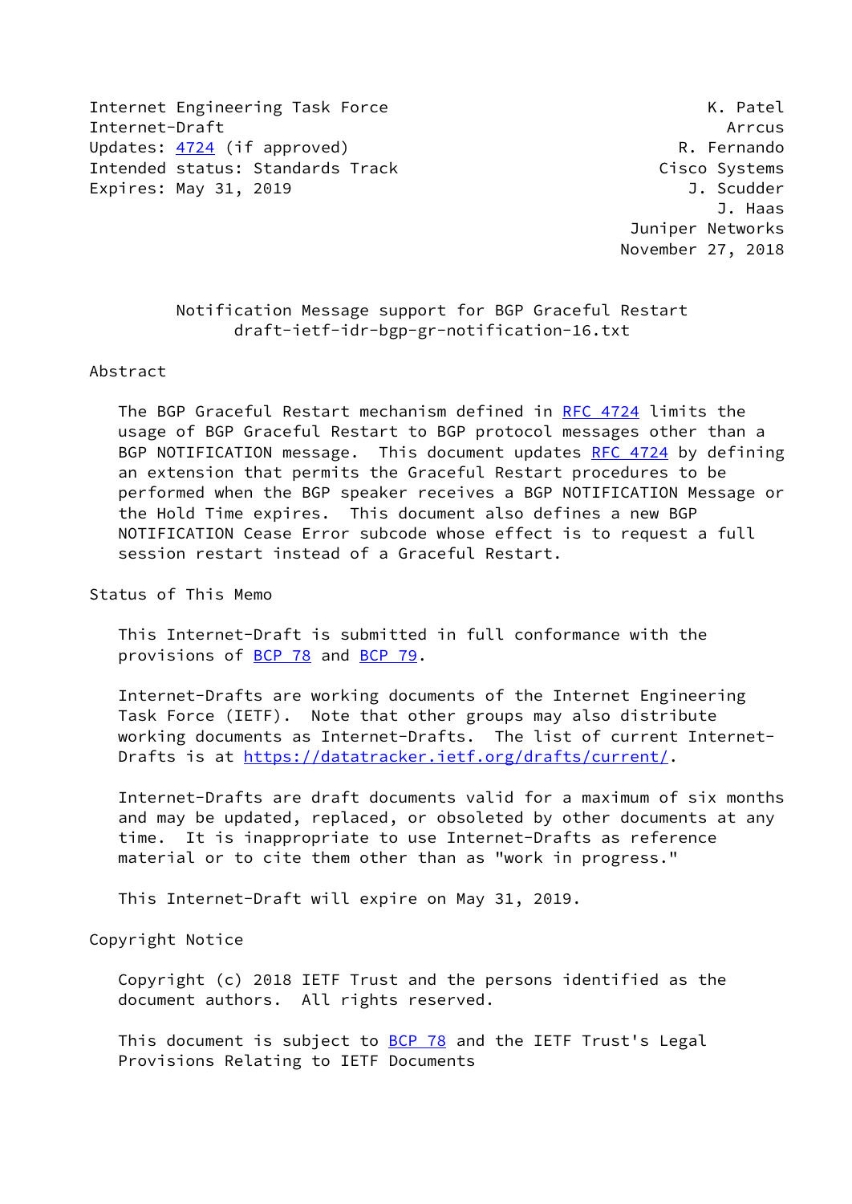Internet Engineering Task Force K. Patel
Internet-Draft Arrcus
Updates: 4724 (if approved) R. Fernando
Intended status: Standards Track Cisco Systems
Expires: May 31, 2019 J. Scudder
J. Haas
Juniper Networks
November 27, 2018

# Notification Message support for BGP Graceful Restart
draft-ietf-idr-bgp-gr-notification-16.txt

## Abstract

The BGP Graceful Restart mechanism defined in RFC 4724 limits the usage of BGP Graceful Restart to BGP protocol messages other than a BGP NOTIFICATION message. This document updates RFC 4724 by defining an extension that permits the Graceful Restart procedures to be performed when the BGP speaker receives a BGP NOTIFICATION Message or the Hold Time expires. This document also defines a new BGP NOTIFICATION Cease Error subcode whose effect is to request a full session restart instead of a Graceful Restart.

## Status of This Memo

This Internet-Draft is submitted in full conformance with the provisions of BCP 78 and BCP 79.

Internet-Drafts are working documents of the Internet Engineering Task Force (IETF). Note that other groups may also distribute working documents as Internet-Drafts. The list of current Internet-Drafts is at https://datatracker.ietf.org/drafts/current/.

Internet-Drafts are draft documents valid for a maximum of six months and may be updated, replaced, or obsoleted by other documents at any time. It is inappropriate to use Internet-Drafts as reference material or to cite them other than as "work in progress."

This Internet-Draft will expire on May 31, 2019.

## Copyright Notice

Copyright (c) 2018 IETF Trust and the persons identified as the document authors. All rights reserved.

This document is subject to BCP 78 and the IETF Trust's Legal Provisions Relating to IETF Documents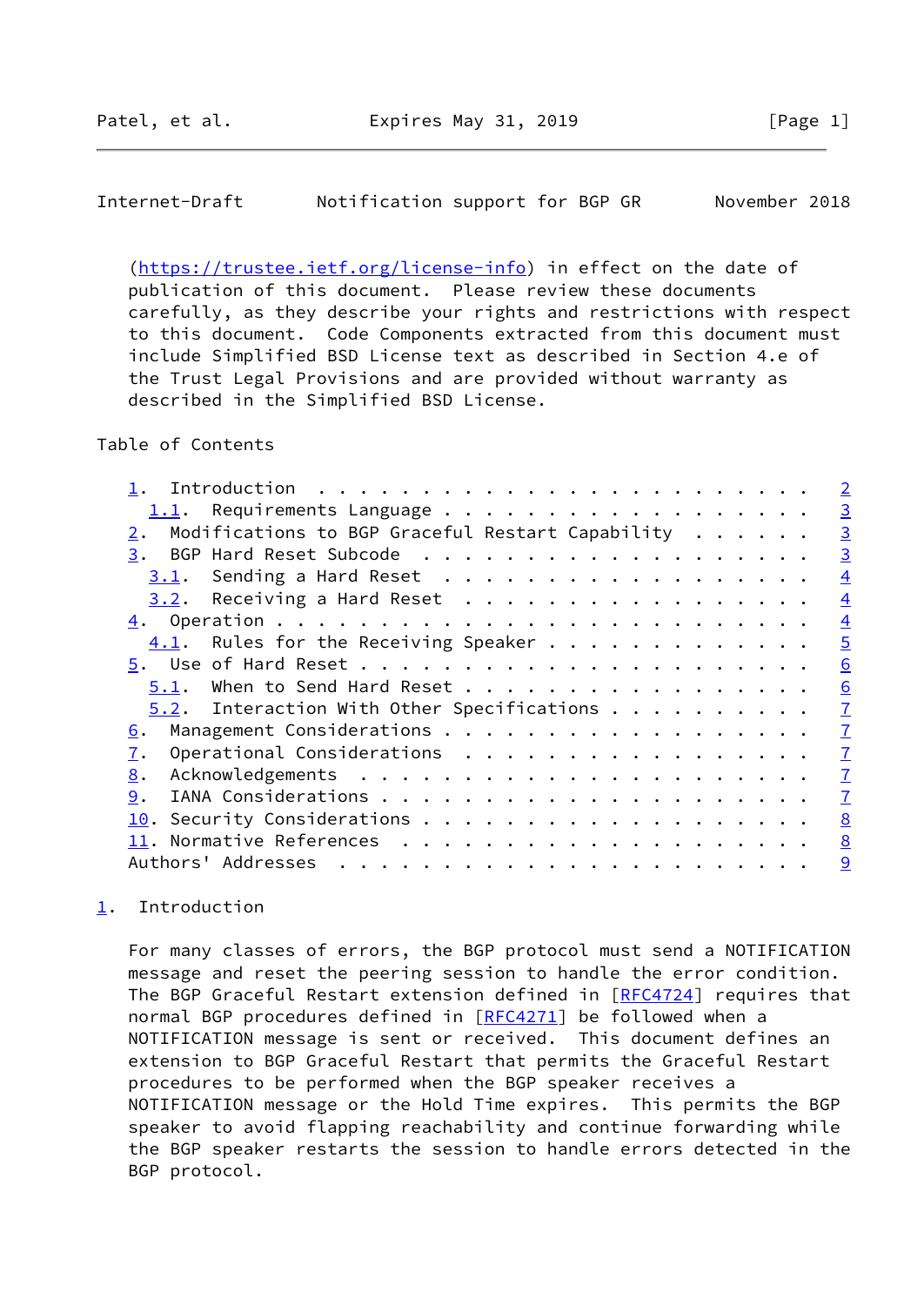(https://trustee.ietf.org/license-info) in effect on the date of publication of this document. Please review these documents carefully, as they describe your rights and restrictions with respect to this document. Code Components extracted from this document must include Simplified BSD License text as described in Section 4.e of the Trust Legal Provisions and are provided without warranty as described in the Simplified BSD License.

Table of Contents

- 1. Introduction . . . . . . . . . . . . . . . . . . . . . . . . 2
  - 1.1. Requirements Language . . . . . . . . . . . . . . . . . . 3
- 2. Modifications to BGP Graceful Restart Capability . . . . . . 3
- 3. BGP Hard Reset Subcode . . . . . . . . . . . . . . . . . . . 3
  - 3.1. Sending a Hard Reset . . . . . . . . . . . . . . . . . . 4
  - 3.2. Receiving a Hard Reset . . . . . . . . . . . . . . . . . 4
- 4. Operation . . . . . . . . . . . . . . . . . . . . . . . . . . 4
  - 4.1. Rules for the Receiving Speaker . . . . . . . . . . . . . 5
- 5. Use of Hard Reset . . . . . . . . . . . . . . . . . . . . . . 6
  - 5.1. When to Send Hard Reset . . . . . . . . . . . . . . . . . 6
  - 5.2. Interaction With Other Specifications . . . . . . . . . . 7
- 6. Management Considerations . . . . . . . . . . . . . . . . . . 7
- 7. Operational Considerations . . . . . . . . . . . . . . . . . 7
- 8. Acknowledgements . . . . . . . . . . . . . . . . . . . . . . 7
- 9. IANA Considerations . . . . . . . . . . . . . . . . . . . . . 7
- 10. Security Considerations . . . . . . . . . . . . . . . . . . . 8
- 11. Normative References . . . . . . . . . . . . . . . . . . . . 8
- Authors' Addresses . . . . . . . . . . . . . . . . . . . . . . . 9

## 1. Introduction

For many classes of errors, the BGP protocol must send a NOTIFICATION message and reset the peering session to handle the error condition. The BGP Graceful Restart extension defined in [RFC4724] requires that normal BGP procedures defined in [RFC4271] be followed when a NOTIFICATION message is sent or received. This document defines an extension to BGP Graceful Restart that permits the Graceful Restart procedures to be performed when the BGP speaker receives a NOTIFICATION message or the Hold Time expires. This permits the BGP speaker to avoid flapping reachability and continue forwarding while the BGP speaker restarts the session to handle errors detected in the BGP protocol.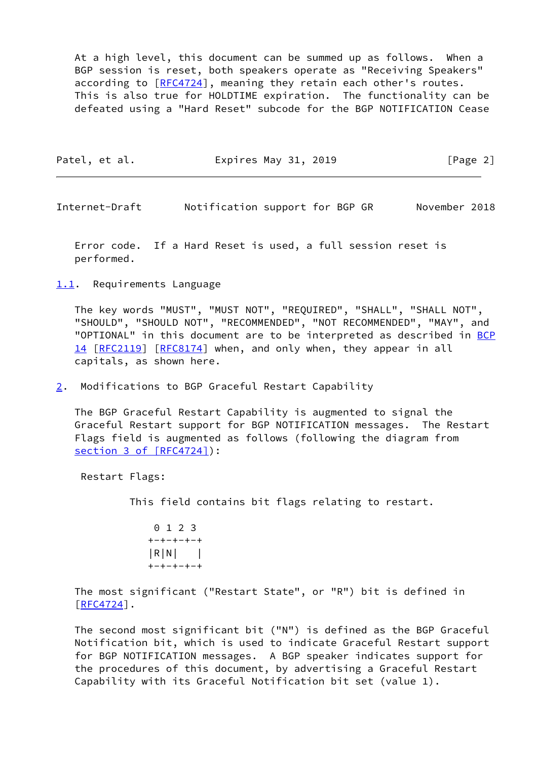At a high level, this document can be summed up as follows. When a BGP session is reset, both speakers operate as "Receiving Speakers" according to [RFC4724], meaning they retain each other's routes. This is also true for HOLDTIME expiration. The functionality can be defeated using a "Hard Reset" subcode for the BGP NOTIFICATION Cease Error code. If a Hard Reset is used, a full session reset is performed.

### 1.1. Requirements Language

The key words "MUST", "MUST NOT", "REQUIRED", "SHALL", "SHALL NOT", "SHOULD", "SHOULD NOT", "RECOMMENDED", "NOT RECOMMENDED", "MAY", and "OPTIONAL" in this document are to be interpreted as described in BCP 14 [RFC2119] [RFC8174] when, and only when, they appear in all capitals, as shown here.

## 2. Modifications to BGP Graceful Restart Capability

The BGP Graceful Restart Capability is augmented to signal the Graceful Restart support for BGP NOTIFICATION messages. The Restart Flags field is augmented as follows (following the diagram from section 3 of [RFC4724]):

Restart Flags:

This field contains bit flags relating to restart.

```
 0 1 2 3
+-+-+-+-+
|R|N|    |
+-+-+-+-+
```

The most significant ("Restart State", or "R") bit is defined in [RFC4724].

The second most significant bit ("N") is defined as the BGP Graceful Notification bit, which is used to indicate Graceful Restart support for BGP NOTIFICATION messages. A BGP speaker indicates support for the procedures of this document, by advertising a Graceful Restart Capability with its Graceful Notification bit set (value 1).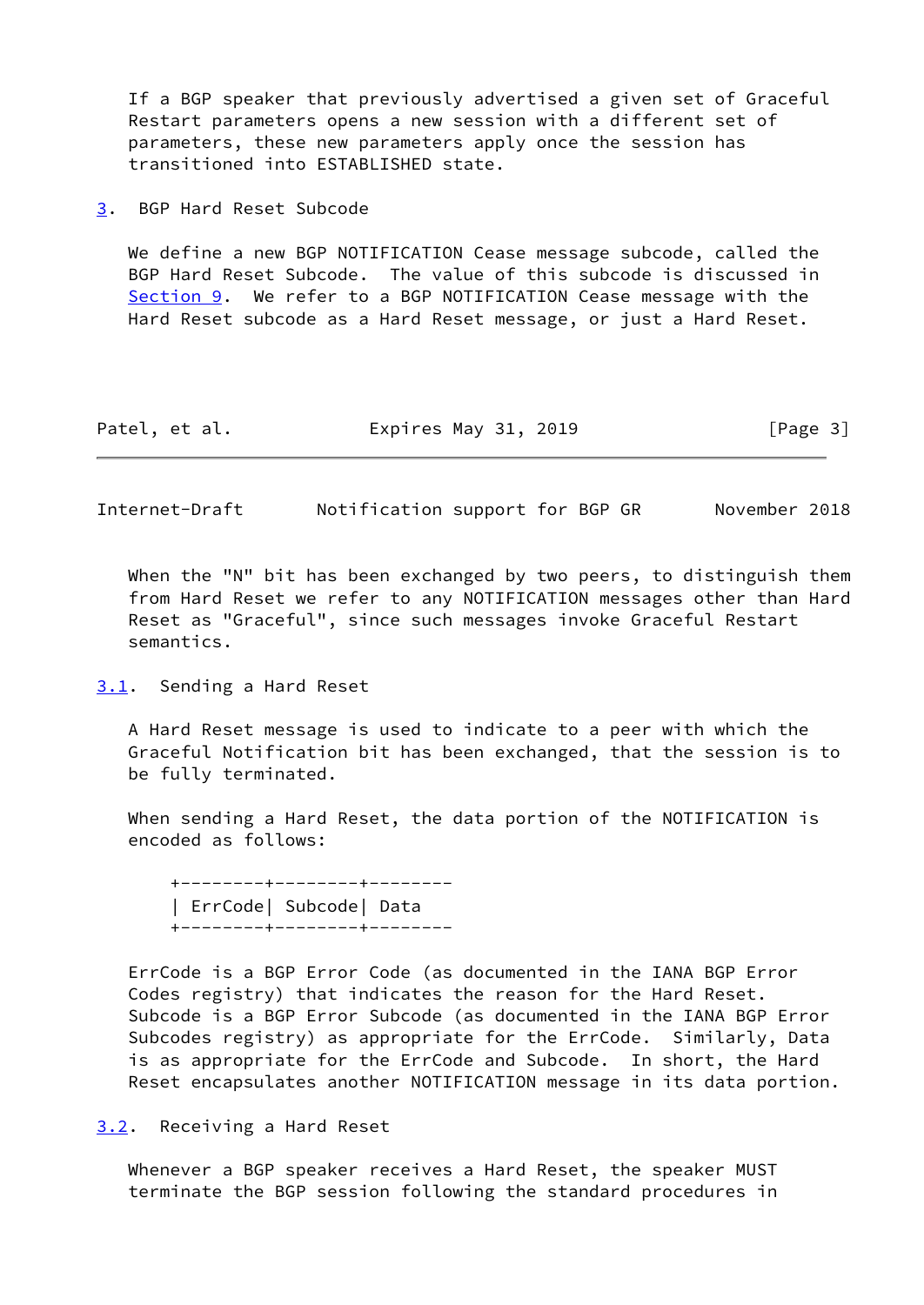If a BGP speaker that previously advertised a given set of Graceful Restart parameters opens a new session with a different set of parameters, these new parameters apply once the session has transitioned into ESTABLISHED state.

## 3. BGP Hard Reset Subcode

We define a new BGP NOTIFICATION Cease message subcode, called the BGP Hard Reset Subcode. The value of this subcode is discussed in Section 9. We refer to a BGP NOTIFICATION Cease message with the Hard Reset subcode as a Hard Reset message, or just a Hard Reset.

When the "N" bit has been exchanged by two peers, to distinguish them from Hard Reset we refer to any NOTIFICATION messages other than Hard Reset as "Graceful", since such messages invoke Graceful Restart semantics.

### 3.1. Sending a Hard Reset

A Hard Reset message is used to indicate to a peer with which the Graceful Notification bit has been exchanged, that the session is to be fully terminated.

When sending a Hard Reset, the data portion of the NOTIFICATION is encoded as follows:

```
+--------+--------+--------
| ErrCode| Subcode| Data
+--------+--------+--------
```

ErrCode is a BGP Error Code (as documented in the IANA BGP Error Codes registry) that indicates the reason for the Hard Reset. Subcode is a BGP Error Subcode (as documented in the IANA BGP Error Subcodes registry) as appropriate for the ErrCode. Similarly, Data is as appropriate for the ErrCode and Subcode. In short, the Hard Reset encapsulates another NOTIFICATION message in its data portion.

### 3.2. Receiving a Hard Reset

Whenever a BGP speaker receives a Hard Reset, the speaker MUST terminate the BGP session following the standard procedures in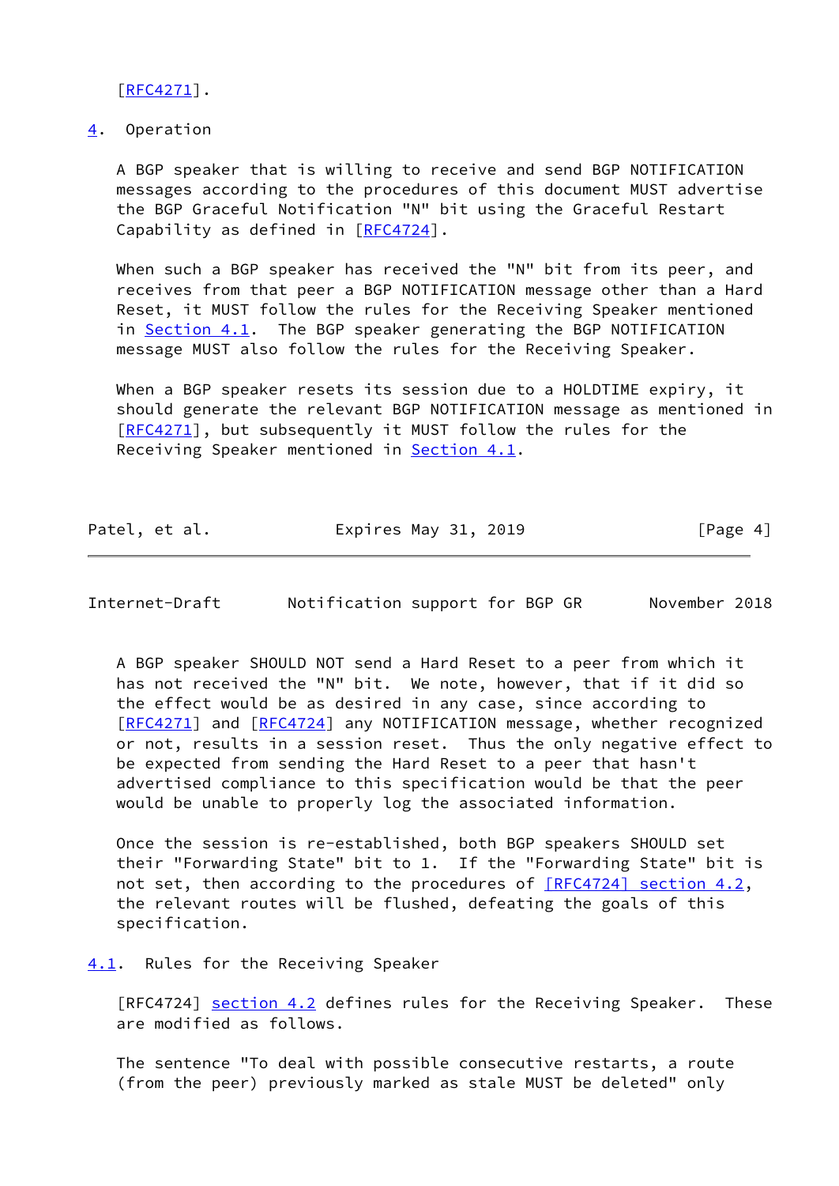[RFC4271].

## 4. Operation

A BGP speaker that is willing to receive and send BGP NOTIFICATION messages according to the procedures of this document MUST advertise the BGP Graceful Notification "N" bit using the Graceful Restart Capability as defined in [RFC4724].

When such a BGP speaker has received the "N" bit from its peer, and receives from that peer a BGP NOTIFICATION message other than a Hard Reset, it MUST follow the rules for the Receiving Speaker mentioned in Section 4.1. The BGP speaker generating the BGP NOTIFICATION message MUST also follow the rules for the Receiving Speaker.

When a BGP speaker resets its session due to a HOLDTIME expiry, it should generate the relevant BGP NOTIFICATION message as mentioned in [RFC4271], but subsequently it MUST follow the rules for the Receiving Speaker mentioned in Section 4.1.

A BGP speaker SHOULD NOT send a Hard Reset to a peer from which it has not received the "N" bit. We note, however, that if it did so the effect would be as desired in any case, since according to [RFC4271] and [RFC4724] any NOTIFICATION message, whether recognized or not, results in a session reset. Thus the only negative effect to be expected from sending the Hard Reset to a peer that hasn't advertised compliance to this specification would be that the peer would be unable to properly log the associated information.

Once the session is re-established, both BGP speakers SHOULD set their "Forwarding State" bit to 1. If the "Forwarding State" bit is not set, then according to the procedures of [RFC4724] section 4.2, the relevant routes will be flushed, defeating the goals of this specification.

### 4.1. Rules for the Receiving Speaker

[RFC4724] section 4.2 defines rules for the Receiving Speaker. These are modified as follows.

The sentence "To deal with possible consecutive restarts, a route (from the peer) previously marked as stale MUST be deleted" only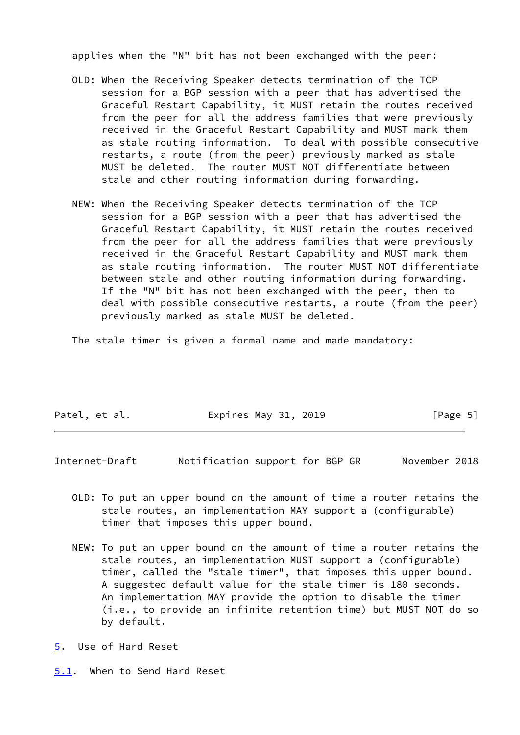applies when the "N" bit has not been exchanged with the peer:

OLD: When the Receiving Speaker detects termination of the TCP session for a BGP session with a peer that has advertised the Graceful Restart Capability, it MUST retain the routes received from the peer for all the address families that were previously received in the Graceful Restart Capability and MUST mark them as stale routing information. To deal with possible consecutive restarts, a route (from the peer) previously marked as stale MUST be deleted. The router MUST NOT differentiate between stale and other routing information during forwarding.

NEW: When the Receiving Speaker detects termination of the TCP session for a BGP session with a peer that has advertised the Graceful Restart Capability, it MUST retain the routes received from the peer for all the address families that were previously received in the Graceful Restart Capability and MUST mark them as stale routing information. The router MUST NOT differentiate between stale and other routing information during forwarding. If the "N" bit has not been exchanged with the peer, then to deal with possible consecutive restarts, a route (from the peer) previously marked as stale MUST be deleted.

The stale timer is given a formal name and made mandatory:

OLD: To put an upper bound on the amount of time a router retains the stale routes, an implementation MAY support a (configurable) timer that imposes this upper bound.

NEW: To put an upper bound on the amount of time a router retains the stale routes, an implementation MUST support a (configurable) timer, called the "stale timer", that imposes this upper bound. A suggested default value for the stale timer is 180 seconds. An implementation MAY provide the option to disable the timer (i.e., to provide an infinite retention time) but MUST NOT do so by default.

## 5. Use of Hard Reset

### 5.1. When to Send Hard Reset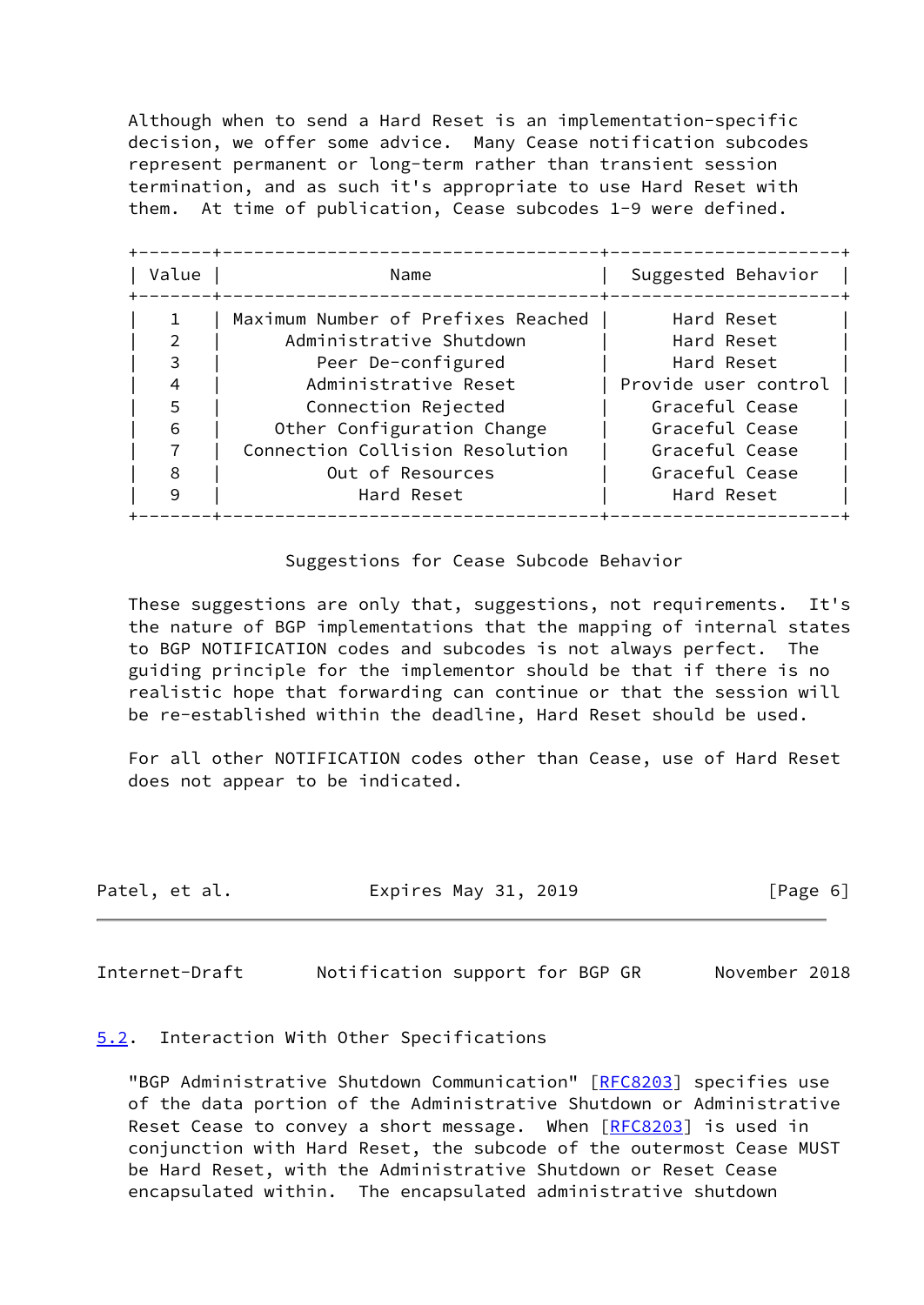Although when to send a Hard Reset is an implementation-specific decision, we offer some advice. Many Cease notification subcodes represent permanent or long-term rather than transient session termination, and as such it's appropriate to use Hard Reset with them. At time of publication, Cease subcodes 1-9 were defined.

| Value | Name | Suggested Behavior |
|---|---|---|
| 1 | Maximum Number of Prefixes Reached | Hard Reset |
| 2 | Administrative Shutdown | Hard Reset |
| 3 | Peer De-configured | Hard Reset |
| 4 | Administrative Reset | Provide user control |
| 5 | Connection Rejected | Graceful Cease |
| 6 | Other Configuration Change | Graceful Cease |
| 7 | Connection Collision Resolution | Graceful Cease |
| 8 | Out of Resources | Graceful Cease |
| 9 | Hard Reset | Hard Reset |

Suggestions for Cease Subcode Behavior

These suggestions are only that, suggestions, not requirements. It's the nature of BGP implementations that the mapping of internal states to BGP NOTIFICATION codes and subcodes is not always perfect. The guiding principle for the implementor should be that if there is no realistic hope that forwarding can continue or that the session will be re-established within the deadline, Hard Reset should be used.

For all other NOTIFICATION codes other than Cease, use of Hard Reset does not appear to be indicated.

### 5.2. Interaction With Other Specifications

"BGP Administrative Shutdown Communication" [RFC8203] specifies use of the data portion of the Administrative Shutdown or Administrative Reset Cease to convey a short message. When [RFC8203] is used in conjunction with Hard Reset, the subcode of the outermost Cease MUST be Hard Reset, with the Administrative Shutdown or Reset Cease encapsulated within. The encapsulated administrative shutdown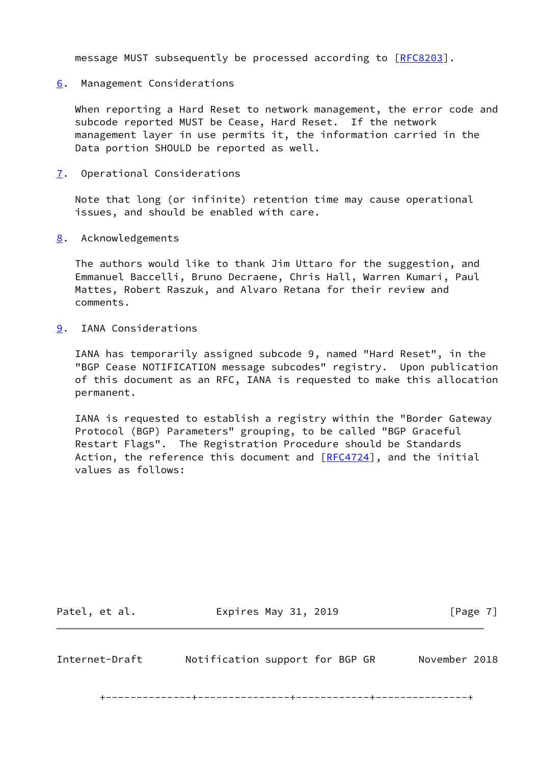message MUST subsequently be processed according to [RFC8203].

## 6. Management Considerations

When reporting a Hard Reset to network management, the error code and subcode reported MUST be Cease, Hard Reset. If the network management layer in use permits it, the information carried in the Data portion SHOULD be reported as well.

## 7. Operational Considerations

Note that long (or infinite) retention time may cause operational issues, and should be enabled with care.

## 8. Acknowledgements

The authors would like to thank Jim Uttaro for the suggestion, and Emmanuel Baccelli, Bruno Decraene, Chris Hall, Warren Kumari, Paul Mattes, Robert Raszuk, and Alvaro Retana for their review and comments.

## 9. IANA Considerations

IANA has temporarily assigned subcode 9, named "Hard Reset", in the "BGP Cease NOTIFICATION message subcodes" registry. Upon publication of this document as an RFC, IANA is requested to make this allocation permanent.

IANA is requested to establish a registry within the "Border Gateway Protocol (BGP) Parameters" grouping, to be called "BGP Graceful Restart Flags". The Registration Procedure should be Standards Action, the reference this document and [RFC4724], and the initial values as follows: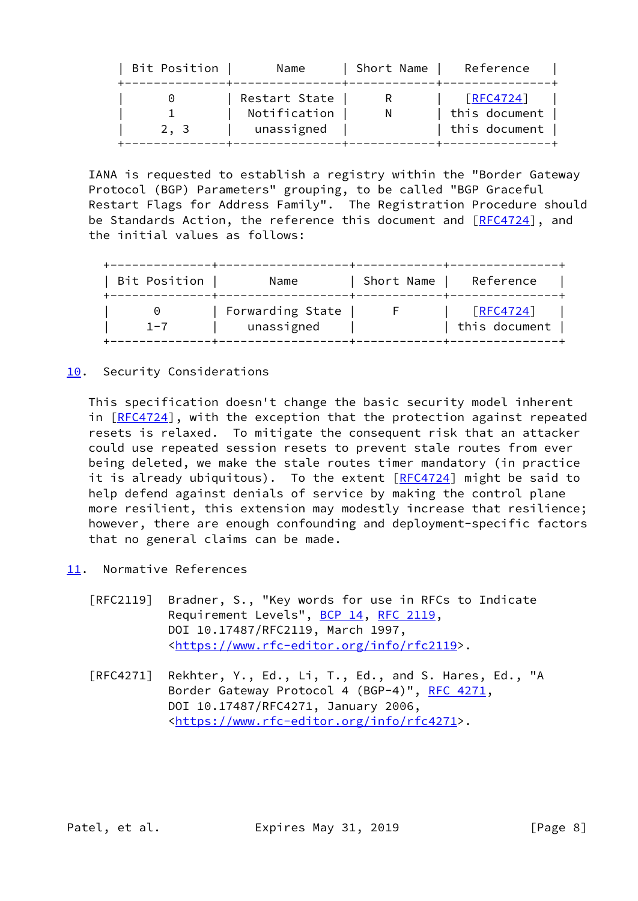| Bit Position | Name | Short Name | Reference |
|---|---|---|---|
| 0 | Restart State | R | [RFC4724] |
| 1 | Notification | N | this document |
| 2, 3 | unassigned | | this document |

IANA is requested to establish a registry within the "Border Gateway Protocol (BGP) Parameters" grouping, to be called "BGP Graceful Restart Flags for Address Family". The Registration Procedure should be Standards Action, the reference this document and [RFC4724], and the initial values as follows:

| Bit Position | Name | Short Name | Reference |
|---|---|---|---|
| 0 | Forwarding State | F | [RFC4724] |
| 1-7 | unassigned | | this document |

## 10. Security Considerations

This specification doesn't change the basic security model inherent in [RFC4724], with the exception that the protection against repeated resets is relaxed. To mitigate the consequent risk that an attacker could use repeated session resets to prevent stale routes from ever being deleted, we make the stale routes timer mandatory (in practice it is already ubiquitous). To the extent [RFC4724] might be said to help defend against denials of service by making the control plane more resilient, this extension may modestly increase that resilience; however, there are enough confounding and deployment-specific factors that no general claims can be made.

## 11. Normative References

[RFC2119] Bradner, S., "Key words for use in RFCs to Indicate Requirement Levels", BCP 14, RFC 2119, DOI 10.17487/RFC2119, March 1997, <https://www.rfc-editor.org/info/rfc2119>.

[RFC4271] Rekhter, Y., Ed., Li, T., Ed., and S. Hares, Ed., "A Border Gateway Protocol 4 (BGP-4)", RFC 4271, DOI 10.17487/RFC4271, January 2006, <https://www.rfc-editor.org/info/rfc4271>.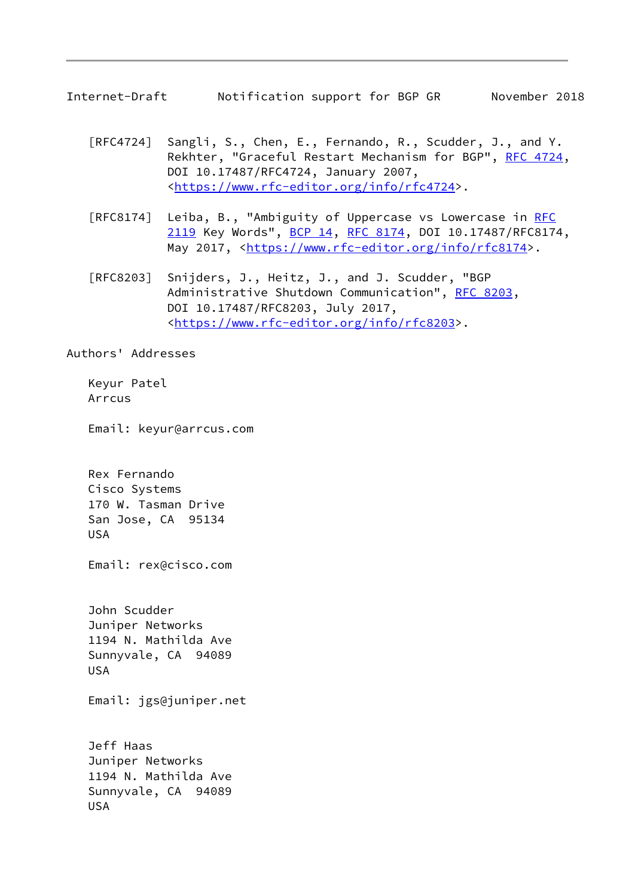[RFC4724] Sangli, S., Chen, E., Fernando, R., Scudder, J., and Y. Rekhter, "Graceful Restart Mechanism for BGP", RFC 4724, DOI 10.17487/RFC4724, January 2007, <https://www.rfc-editor.org/info/rfc4724>.

[RFC8174] Leiba, B., "Ambiguity of Uppercase vs Lowercase in RFC 2119 Key Words", BCP 14, RFC 8174, DOI 10.17487/RFC8174, May 2017, <https://www.rfc-editor.org/info/rfc8174>.

[RFC8203] Snijders, J., Heitz, J., and J. Scudder, "BGP Administrative Shutdown Communication", RFC 8203, DOI 10.17487/RFC8203, July 2017, <https://www.rfc-editor.org/info/rfc8203>.

## Authors' Addresses

Keyur Patel
Arrcus

Email: keyur@arrcus.com

Rex Fernando
Cisco Systems
170 W. Tasman Drive
San Jose, CA 95134
USA

Email: rex@cisco.com

John Scudder
Juniper Networks
1194 N. Mathilda Ave
Sunnyvale, CA 94089
USA

Email: jgs@juniper.net

Jeff Haas
Juniper Networks
1194 N. Mathilda Ave
Sunnyvale, CA 94089
USA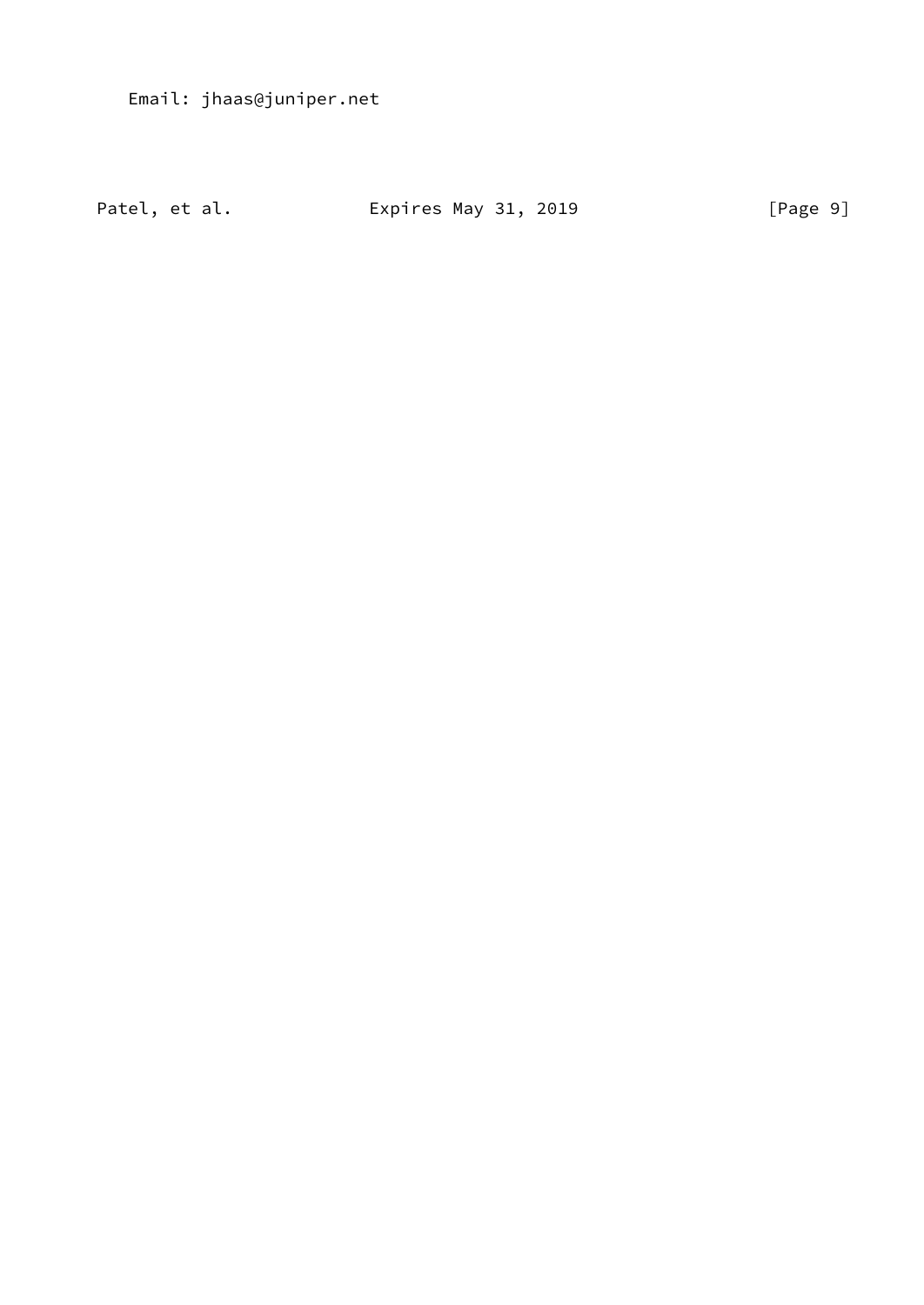Email: jhaas@juniper.net